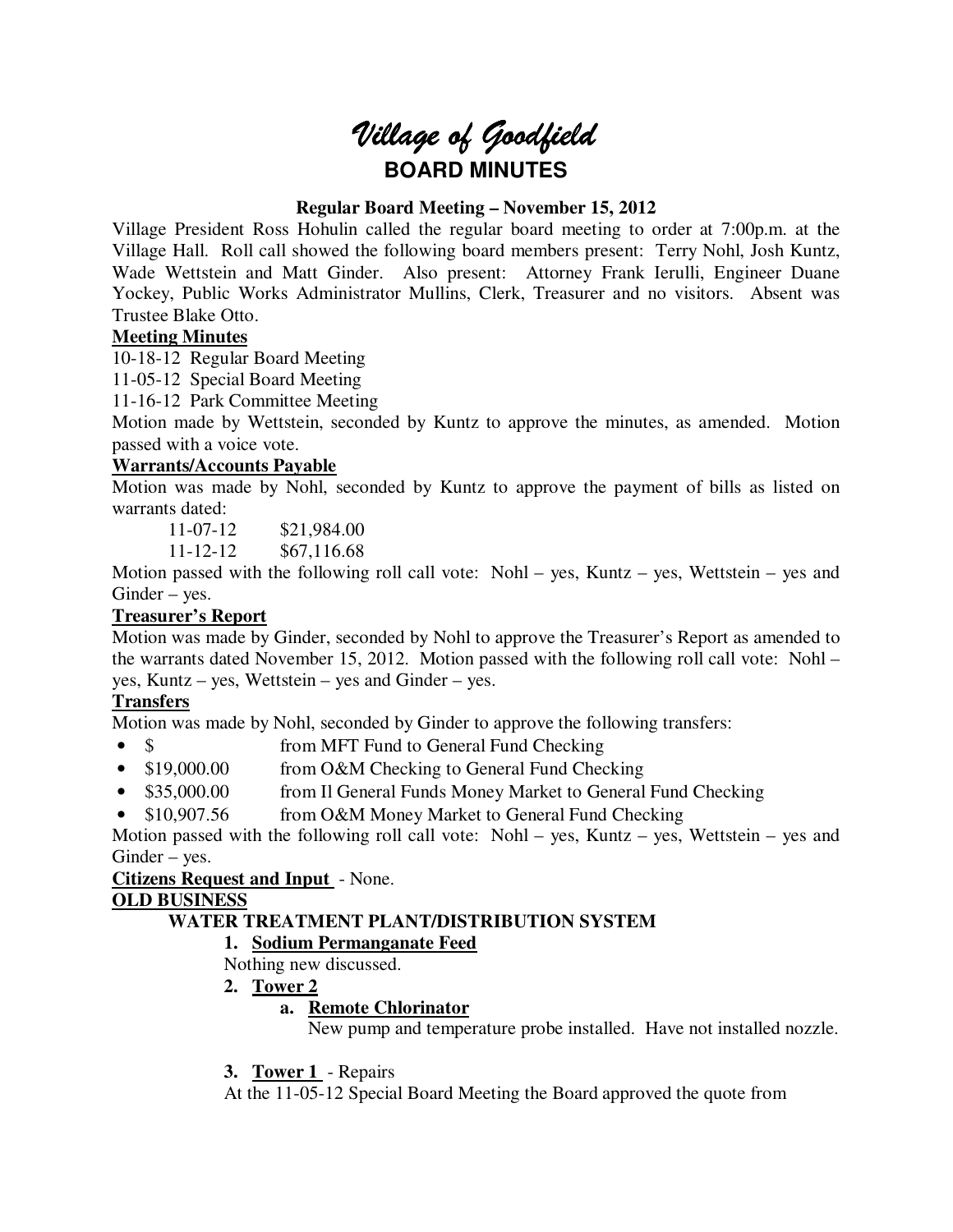# Village of Goodfield

## BOARD MINUTES

**Regular Board Meeting – November 15, 2012**

Village President Ross Hohulin called the regular board meeting to order at 7:00p.m. at the Village Hall. Roll call showed the following board members present: Terry Nohl, Josh Kuntz, Wade Wettstein and Matt Ginder. Also present: Attorney Frank Ierulli, Engineer Duane Yockey, Public Works Administrator Mullins, Clerk, Treasurer and no visitors. Absent was Trustee Blake Otto.

**Meeting Minutes**

10-18-12 Regular Board Meeting

11-05-12 Special Board Meeting

11-16-12 Park Committee Meeting

Motion made by Wettstein, seconded by Kuntz to approve the minutes, as amended. Motion passed with a voice vote.

**Warrants/Accounts Payable**

Motion was made by Nohl, seconded by Kuntz to approve the payment of bills as listed on warrants dated:

11-07-12 $21,984.00

11-12-12 $67,116.68

Motion passed with the following roll call vote: Nohl – yes, Kuntz – yes, Wettstein – yes and Ginder – yes.

**Treasurer's Report**

Motion was made by Ginder, seconded by Nohl to approve the Treasurer's Report as amended to the warrants dated November 15, 2012. Motion passed with the following roll call vote: Nohl – yes, Kuntz – yes, Wettstein – yes and Ginder – yes.

**Transfers**

Motion was made by Nohl, seconded by Ginder to approve the following transfers:

- $ from MFT Fund to General Fund Checking
- $19,000.00 from O&M Checking to General Fund Checking
- $35,000.00 from Il General Funds Money Market to General Fund Checking
- $10,907.56 from O&M Money Market to General Fund Checking

Motion passed with the following roll call vote: Nohl – yes, Kuntz – yes, Wettstein – yes and Ginder – yes.

**Citizens Request and Input** - None.

**OLD BUSINESS**

**WATER TREATMENT PLANT/DISTRIBUTION SYSTEM**

1. **Sodium Permanganate Feed**

   Nothing new discussed.

2. **Tower 2**

   a. **Remote Chlorinator**

   New pump and temperature probe installed. Have not installed nozzle.

3. **Tower 1** - Repairs

   At the 11-05-12 Special Board Meeting the Board approved the quote from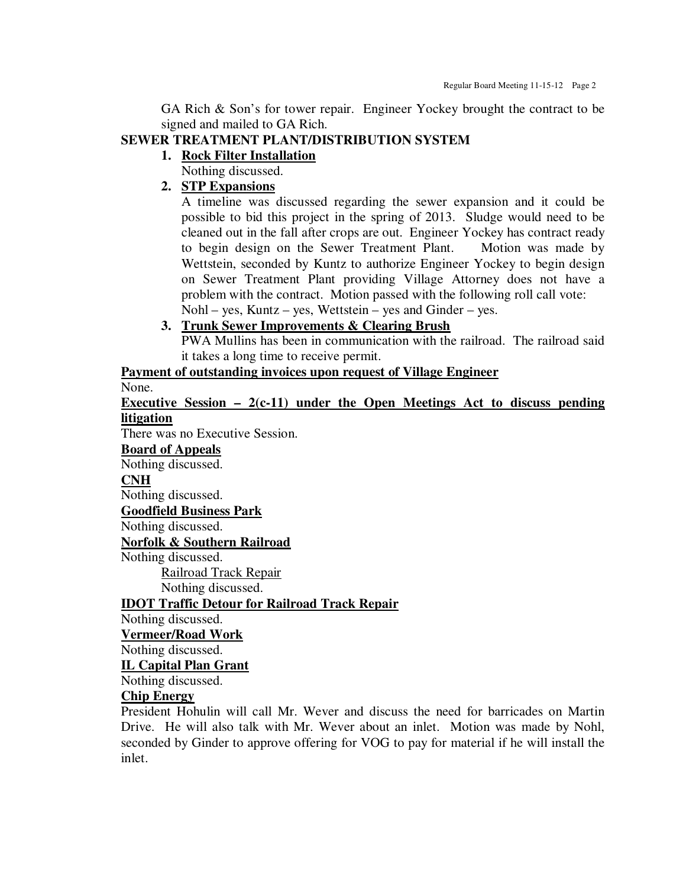GA Rich & Son's for tower repair. Engineer Yockey brought the contract to be signed and mailed to GA Rich.

**SEWER TREATMENT PLANT/DISTRIBUTION SYSTEM**

1. **Rock Filter Installation**
   Nothing discussed.
2. **STP Expansions**
   A timeline was discussed regarding the sewer expansion and it could be possible to bid this project in the spring of 2013. Sludge would need to be cleaned out in the fall after crops are out. Engineer Yockey has contract ready to begin design on the Sewer Treatment Plant. Motion was made by Wettstein, seconded by Kuntz to authorize Engineer Yockey to begin design on Sewer Treatment Plant providing Village Attorney does not have a problem with the contract. Motion passed with the following roll call vote:
   Nohl – yes, Kuntz – yes, Wettstein – yes and Ginder – yes.
3. **Trunk Sewer Improvements & Clearing Brush**
   PWA Mullins has been in communication with the railroad. The railroad said it takes a long time to receive permit.

**Payment of outstanding invoices upon request of Village Engineer**

None.

**Executive Session – 2(c-11) under the Open Meetings Act to discuss pending litigation**

There was no Executive Session.

**Board of Appeals**

Nothing discussed.

**CNH**

Nothing discussed.

**Goodfield Business Park**

Nothing discussed.

**Norfolk & Southern Railroad**

Nothing discussed.

Railroad Track Repair

Nothing discussed.

**IDOT Traffic Detour for Railroad Track Repair**

Nothing discussed.

**Vermeer/Road Work**

Nothing discussed.

**IL Capital Plan Grant**

Nothing discussed.

**Chip Energy**

President Hohulin will call Mr. Wever and discuss the need for barricades on Martin Drive. He will also talk with Mr. Wever about an inlet. Motion was made by Nohl, seconded by Ginder to approve offering for VOG to pay for material if he will install the inlet.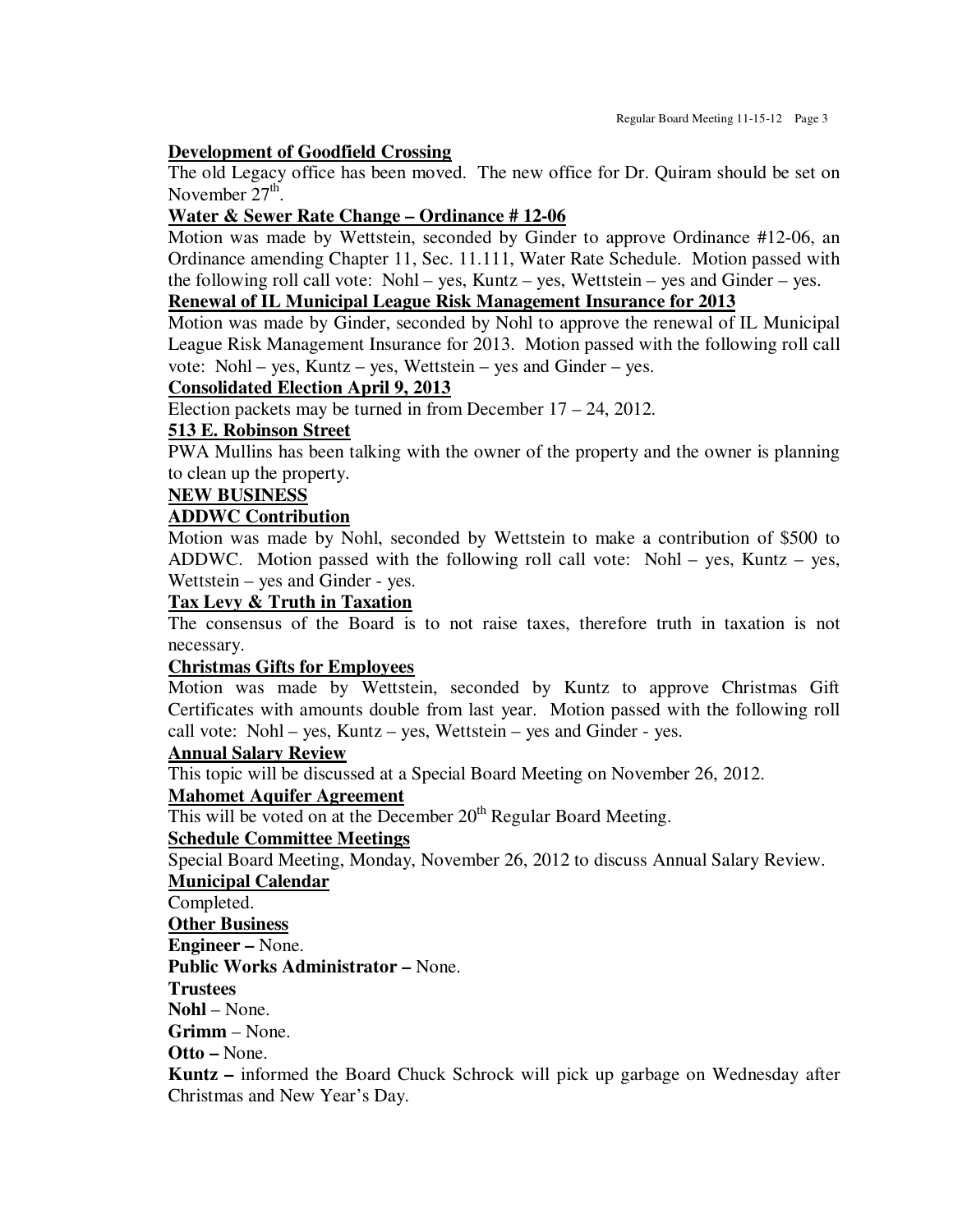**Development of Goodfield Crossing**

The old Legacy office has been moved. The new office for Dr. Quiram should be set on November 27th.

**Water & Sewer Rate Change – Ordinance # 12-06**

Motion was made by Wettstein, seconded by Ginder to approve Ordinance #12-06, an Ordinance amending Chapter 11, Sec. 11.111, Water Rate Schedule. Motion passed with the following roll call vote: Nohl – yes, Kuntz – yes, Wettstein – yes and Ginder – yes.

**Renewal of IL Municipal League Risk Management Insurance for 2013**

Motion was made by Ginder, seconded by Nohl to approve the renewal of IL Municipal League Risk Management Insurance for 2013. Motion passed with the following roll call vote: Nohl – yes, Kuntz – yes, Wettstein – yes and Ginder – yes.

**Consolidated Election April 9, 2013**

Election packets may be turned in from December 17 – 24, 2012.

**513 E. Robinson Street**

PWA Mullins has been talking with the owner of the property and the owner is planning to clean up the property.

**NEW BUSINESS**

**ADDWC Contribution**

Motion was made by Nohl, seconded by Wettstein to make a contribution of $500 to ADDWC. Motion passed with the following roll call vote: Nohl – yes, Kuntz – yes, Wettstein – yes and Ginder - yes.

**Tax Levy & Truth in Taxation**

The consensus of the Board is to not raise taxes, therefore truth in taxation is not necessary.

**Christmas Gifts for Employees**

Motion was made by Wettstein, seconded by Kuntz to approve Christmas Gift Certificates with amounts double from last year. Motion passed with the following roll call vote: Nohl – yes, Kuntz – yes, Wettstein – yes and Ginder - yes.

**Annual Salary Review**

This topic will be discussed at a Special Board Meeting on November 26, 2012.

**Mahomet Aquifer Agreement**

This will be voted on at the December 20th Regular Board Meeting.

**Schedule Committee Meetings**

Special Board Meeting, Monday, November 26, 2012 to discuss Annual Salary Review.

**Municipal Calendar**

Completed.

**Other Business**

**Engineer –** None.

**Public Works Administrator –** None.

**Trustees**

**Nohl** – None.

**Grimm** – None.

**Otto –** None.

**Kuntz –** informed the Board Chuck Schrock will pick up garbage on Wednesday after Christmas and New Year's Day.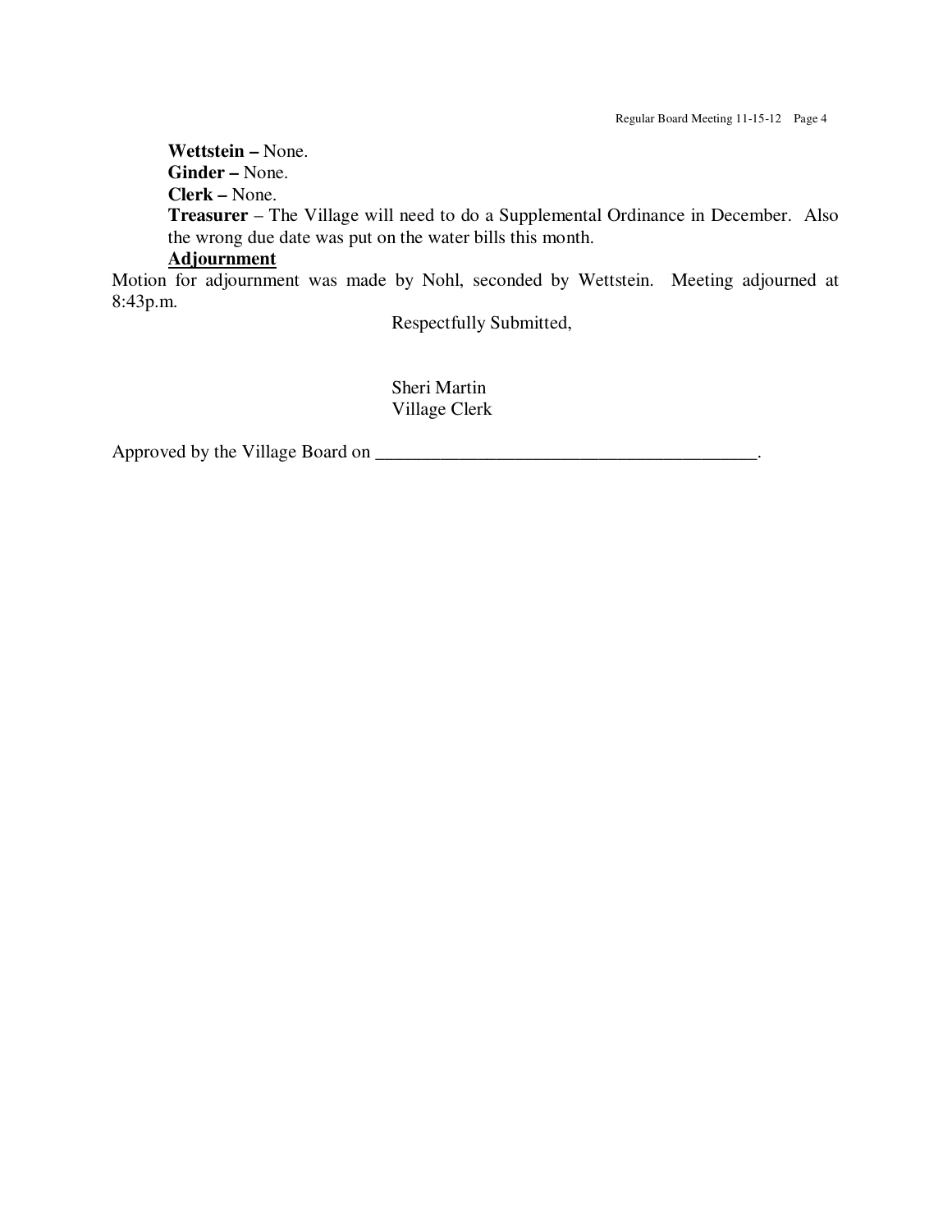**Wettstein –** None.

**Ginder –** None.

**Clerk –** None.

**Treasurer** – The Village will need to do a Supplemental Ordinance in December. Also the wrong due date was put on the water bills this month.

**<u>Adjournment</u>**

Motion for adjournment was made by Nohl, seconded by Wettstein. Meeting adjourned at 8:43p.m.

Respectfully Submitted,

Sheri Martin
Village Clerk

Approved by the Village Board on ___________________________________________.